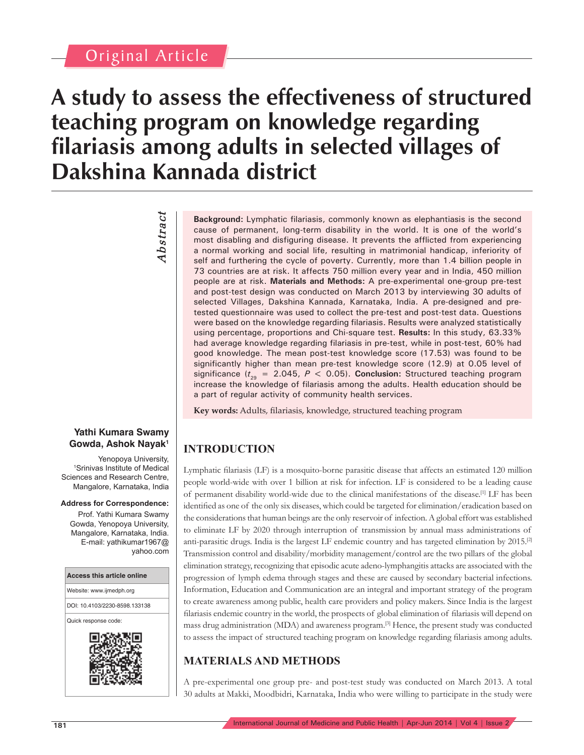Original Article

# A study to assess the effectiveness of structured teaching program on knowledge regarding filariasis among adults in selected villages of Dakshina Kannada district

*Abstract*

**Background:** Lymphatic filariasis, commonly known as elephantiasis is the second cause of permanent, long-term disability in the world. It is one of the world's most disabling and disfiguring disease. It prevents the afflicted from experiencing a normal working and social life, resulting in matrimonial handicap, inferiority of self and furthering the cycle of poverty. Currently, more than 1.4 billion people in 73 countries are at risk. It affects 750 million every year and in India, 450 million people are at risk. **Materials and Methods:** A pre-experimental one-group pre-test and post-test design was conducted on March 2013 by interviewing 30 adults of selected Villages, Dakshina Kannada, Karnataka, India. A pre-designed and pre-tested questionnaire was used to collect the pre-test and post-test data. Questions were based on the knowledge regarding filariasis. Results were analyzed statistically using percentage, proportions and Chi-square test. **Results:** In this study, 63.33% had average knowledge regarding filariasis in pre-test, while in post-test, 60% had good knowledge. The mean post-test knowledge score (17.53) was found to be significantly higher than mean pre-test knowledge score (12.9) at 0.05 level of significance ($t_{29}$ = 2.045, $P$ < 0.05). **Conclusion:** Structured teaching program increase the knowledge of filariasis among the adults. Health education should be a part of regular activity of community health services.

**Key words:** Adults, filariasis, knowledge, structured teaching program

**Yathi Kumara Swamy Gowda, Ashok Nayak[1]**

Yenopoya University, [1]Srinivas Institute of Medical Sciences and Research Centre, Mangalore, Karnataka, India

**Address for Correspondence:**
Prof. Yathi Kumara Swamy Gowda, Yenopoya University, Mangalore, Karnataka, India.
E-mail: yathikumar1967@yahoo.com

| Access this article online |
|---|
| Website: www.ijmedph.org |
| DOI: 10.4103/2230-8598.133138 |
| Quick response code: |

## INTRODUCTION

Lymphatic filariasis (LF) is a mosquito-borne parasitic disease that affects an estimated 120 million people world-wide with over 1 billion at risk for infection. LF is considered to be a leading cause of permanent disability world-wide due to the clinical manifestations of the disease.[1] LF has been identified as one of the only six diseases, which could be targeted for elimination/eradication based on the considerations that human beings are the only reservoir of infection. A global effort was established to eliminate LF by 2020 through interruption of transmission by annual mass administrations of anti-parasitic drugs. India is the largest LF endemic country and has targeted elimination by 2015.[2] Transmission control and disability/morbidity management/control are the two pillars of the global elimination strategy, recognizing that episodic acute adeno-lymphangitis attacks are associated with the progression of lymph edema through stages and these are caused by secondary bacterial infections. Information, Education and Communication are an integral and important strategy of the program to create awareness among public, health care providers and policy makers. Since India is the largest filariasis endemic country in the world, the prospects of global elimination of filariasis will depend on mass drug administration (MDA) and awareness program.[3] Hence, the present study was conducted to assess the impact of structured teaching program on knowledge regarding filariasis among adults.

## MATERIALS AND METHODS

A pre-experimental one group pre- and post-test study was conducted on March 2013. A total 30 adults at Makki, Moodbidri, Karnataka, India who were willing to participate in the study were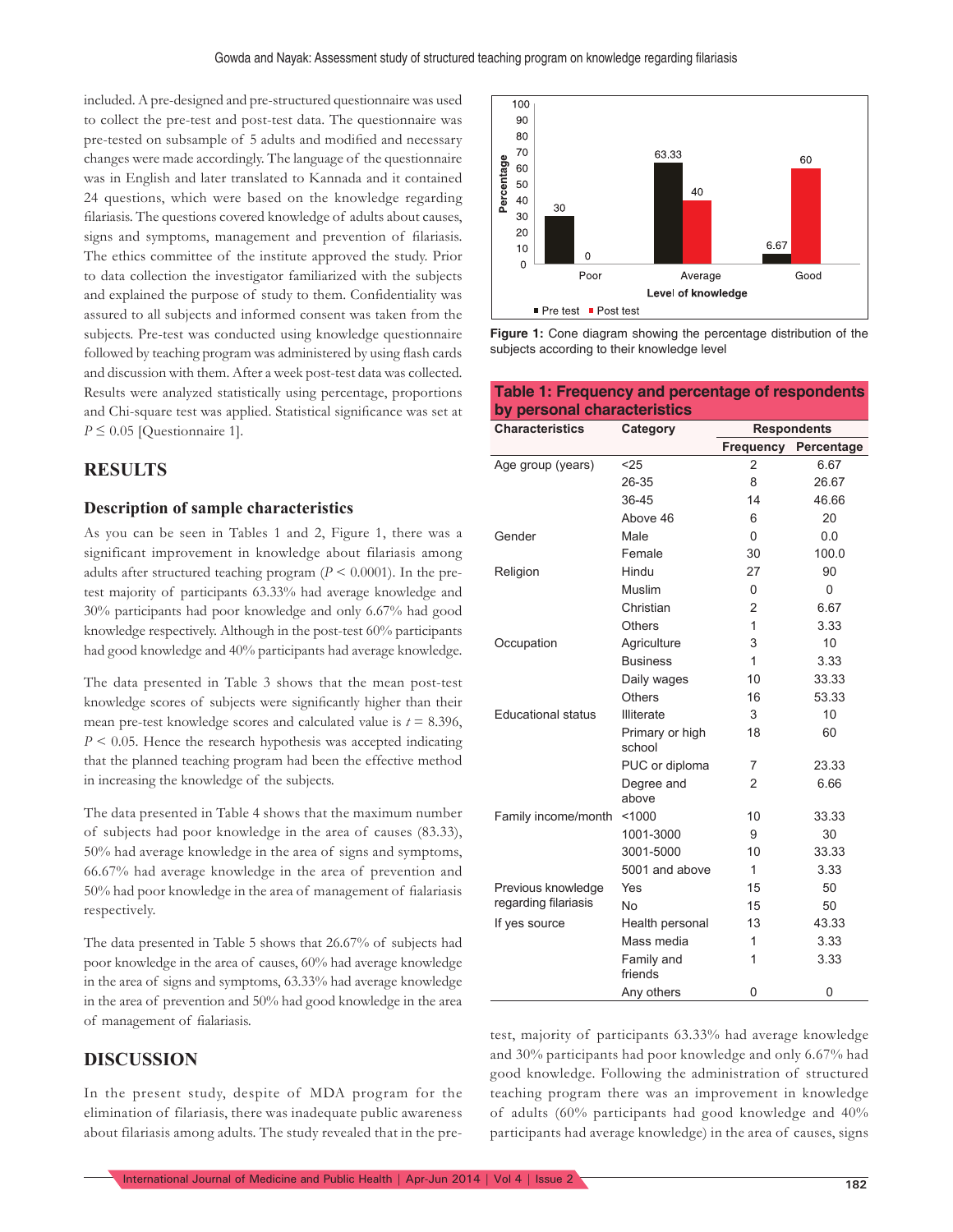included. A pre-designed and pre-structured questionnaire was used to collect the pre-test and post-test data. The questionnaire was pre-tested on subsample of 5 adults and modified and necessary changes were made accordingly. The language of the questionnaire was in English and later translated to Kannada and it contained 24 questions, which were based on the knowledge regarding filariasis. The questions covered knowledge of adults about causes, signs and symptoms, management and prevention of filariasis. The ethics committee of the institute approved the study. Prior to data collection the investigator familiarized with the subjects and explained the purpose of study to them. Confidentiality was assured to all subjects and informed consent was taken from the subjects. Pre-test was conducted using knowledge questionnaire followed by teaching program was administered by using flash cards and discussion with them. After a week post-test data was collected. Results were analyzed statistically using percentage, proportions and Chi-square test was applied. Statistical significance was set at $P \leq 0.05$ [Questionnaire 1].

## RESULTS

### Description of sample characteristics

As you can be seen in Tables 1 and 2, Figure 1, there was a significant improvement in knowledge about filariasis among adults after structured teaching program ($P < 0.0001$). In the pre-test majority of participants 63.33% had average knowledge and 30% participants had poor knowledge and only 6.67% had good knowledge respectively. Although in the post-test 60% participants had good knowledge and 40% participants had average knowledge.

The data presented in Table 3 shows that the mean post-test knowledge scores of subjects were significantly higher than their mean pre-test knowledge scores and calculated value is $t = 8.396$, $P < 0.05$. Hence the research hypothesis was accepted indicating that the planned teaching program had been the effective method in increasing the knowledge of the subjects.

The data presented in Table 4 shows that the maximum number of subjects had poor knowledge in the area of causes (83.33), 50% had average knowledge in the area of signs and symptoms, 66.67% had average knowledge in the area of prevention and 50% had poor knowledge in the area of management of fialariasis respectively.

The data presented in Table 5 shows that 26.67% of subjects had poor knowledge in the area of causes, 60% had average knowledge in the area of signs and symptoms, 63.33% had average knowledge in the area of prevention and 50% had good knowledge in the area of management of fialariasis.

| Level of knowledge | Pre test (%) | Post test (%) |
|---|---|---|
| Poor | 30 | 0 |
| Average | 63.33 | 40 |
| Good | 6.67 | 60 |

Figure 1: Cone diagram showing the percentage distribution of the subjects according to their knowledge level

**Table 1: Frequency and percentage of respondents by personal characteristics**

| Characteristics | Category | Respondents | |
|---|---|---|---|
| | | Frequency | Percentage |
| Age group (years) | <25 | 2 | 6.67 |
| | 26-35 | 8 | 26.67 |
| | 36-45 | 14 | 46.66 |
| | Above 46 | 6 | 20 |
| Gender | Male | 0 | 0.0 |
| | Female | 30 | 100.0 |
| Religion | Hindu | 27 | 90 |
| | Muslim | 0 | 0 |
| | Christian | 2 | 6.67 |
| | Others | 1 | 3.33 |
| Occupation | Agriculture | 3 | 10 |
| | Business | 1 | 3.33 |
| | Daily wages | 10 | 33.33 |
| | Others | 16 | 53.33 |
| Educational status | Illiterate | 3 | 10 |
| | Primary or high school | 18 | 60 |
| | PUC or diploma | 7 | 23.33 |
| | Degree and above | 2 | 6.66 |
| Family income/month | <1000 | 10 | 33.33 |
| | 1001-3000 | 9 | 30 |
| | 3001-5000 | 10 | 33.33 |
| | 5001 and above | 1 | 3.33 |
| Previous knowledge regarding filariasis | Yes | 15 | 50 |
| | No | 15 | 50 |
| If yes source | Health personal | 13 | 43.33 |
| | Mass media | 1 | 3.33 |
| | Family and friends | 1 | 3.33 |
| | Any others | 0 | 0 |

## DISCUSSION

In the present study, despite of MDA program for the elimination of filariasis, there was inadequate public awareness about filariasis among adults. The study revealed that in the pre-test, majority of participants 63.33% had average knowledge and 30% participants had poor knowledge and only 6.67% had good knowledge. Following the administration of structured teaching program there was an improvement in knowledge of adults (60% participants had good knowledge and 40% participants had average knowledge) in the area of causes, signs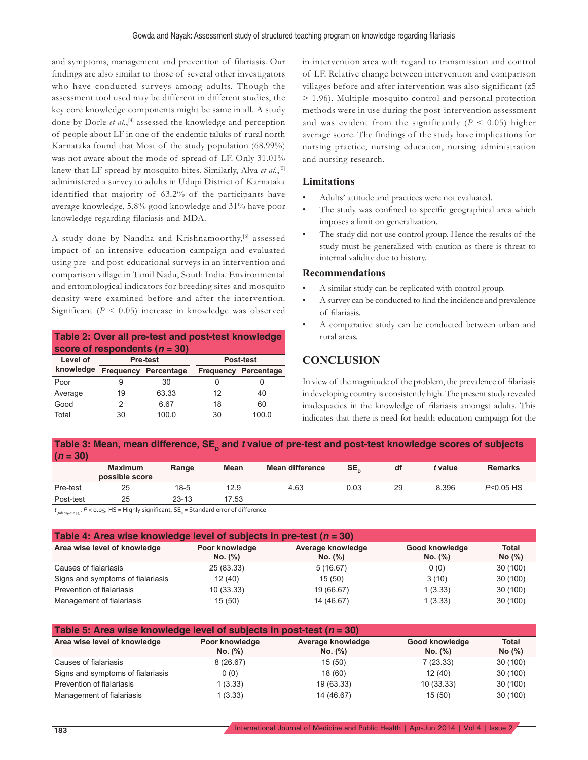and symptoms, management and prevention of filariasis. Our findings are also similar to those of several other investigators who have conducted surveys among adults. Though the assessment tool used may be different in different studies, the key core knowledge components might be same in all. A study done by Dorle *et al.*,[4] assessed the knowledge and perception of people about LF in one of the endemic taluks of rural north Karnataka found that Most of the study population (68.99%) was not aware about the mode of spread of LF. Only 31.01% knew that LF spread by mosquito bites. Similarly, Alva *et al.*,[5] administered a survey to adults in Udupi District of Karnataka identified that majority of 63.2% of the participants have average knowledge, 5.8% good knowledge and 31% have poor knowledge regarding filariasis and MDA.

A study done by Nandha and Krishnamoorthy,[6] assessed impact of an intensive education campaign and evaluated using pre- and post-educational surveys in an intervention and comparison village in Tamil Nadu, South India. Environmental and entomological indicators for breeding sites and mosquito density were examined before and after the intervention. Significant ($P < 0.05$) increase in knowledge was observed in intervention area with regard to transmission and control of LF. Relative change between intervention and comparison villages before and after intervention was also significant (z5 > 1.96). Multiple mosquito control and personal protection methods were in use during the post-intervention assessment and was evident from the significantly ($P < 0.05$) higher average score. The findings of the study have implications for nursing practice, nursing education, nursing administration and nursing research.

**Table 2: Over all pre-test and post-test knowledge score of respondents (*n* = 30)**

| Level of knowledge | Pre-test | | Post-test | |
|---|---|---|---|---|
| | Frequency | Percentage | Frequency | Percentage |
| Poor | 9 | 30 | 0 | 0 |
| Average | 19 | 63.33 | 12 | 40 |
| Good | 2 | 6.67 | 18 | 60 |
| Total | 30 | 100.0 | 30 | 100.0 |

### Limitations

- Adults' attitude and practices were not evaluated.
- The study was confined to specific geographical area which imposes a limit on generalization.
- The study did not use control group. Hence the results of the study must be generalized with caution as there is threat to internal validity due to history.

### Recommendations

- A similar study can be replicated with control group.
- A survey can be conducted to find the incidence and prevalence of filariasis.
- A comparative study can be conducted between urban and rural areas.

## CONCLUSION

In view of the magnitude of the problem, the prevalence of filariasis in developing country is consistently high. The present study revealed inadequacies in the knowledge of filariasis amongst adults. This indicates that there is need for health education campaign for the

**Table 3: Mean, mean difference, $SE_D$ and *t* value of pre-test and post-test knowledge scores of subjects (*n* = 30)**

| | Maximum possible score | Range | Mean | Mean difference | $SE_D$ | df | *t* value | Remarks |
|---|---|---|---|---|---|---|---|---|
| Pre-test | 25 | 18-5 | 12.9 | 4.63 | 0.03 | 29 | 8.396 | *P*<0.05 HS |
| Post-test | 25 | 23-13 | 17.53 | | | | | |

$t_{(tab\ 29=2.045)}$. $P < 0.05$. HS = Highly significant, $SE_D$ = Standard error of difference

**Table 4: Area wise knowledge level of subjects in pre-test (*n* = 30)**

| Area wise level of knowledge | Poor knowledge No. (%) | Average knowledge No. (%) | Good knowledge No. (%) | Total No (%) |
|---|---|---|---|---|
| Causes of fialariasis | 25 (83.33) | 5 (16.67) | 0 (0) | 30 (100) |
| Signs and symptoms of fialariasis | 12 (40) | 15 (50) | 3 (10) | 30 (100) |
| Prevention of fialariasis | 10 (33.33) | 19 (66.67) | 1 (3.33) | 30 (100) |
| Management of fialariasis | 15 (50) | 14 (46.67) | 1 (3.33) | 30 (100) |

**Table 5: Area wise knowledge level of subjects in post-test (*n* = 30)**

| Area wise level of knowledge | Poor knowledge No. (%) | Average knowledge No. (%) | Good knowledge No. (%) | Total No (%) |
|---|---|---|---|---|
| Causes of fialariasis | 8 (26.67) | 15 (50) | 7 (23.33) | 30 (100) |
| Signs and symptoms of fialariasis | 0 (0) | 18 (60) | 12 (40) | 30 (100) |
| Prevention of fialariasis | 1 (3.33) | 19 (63.33) | 10 (33.33) | 30 (100) |
| Management of fialariasis | 1 (3.33) | 14 (46.67) | 15 (50) | 30 (100) |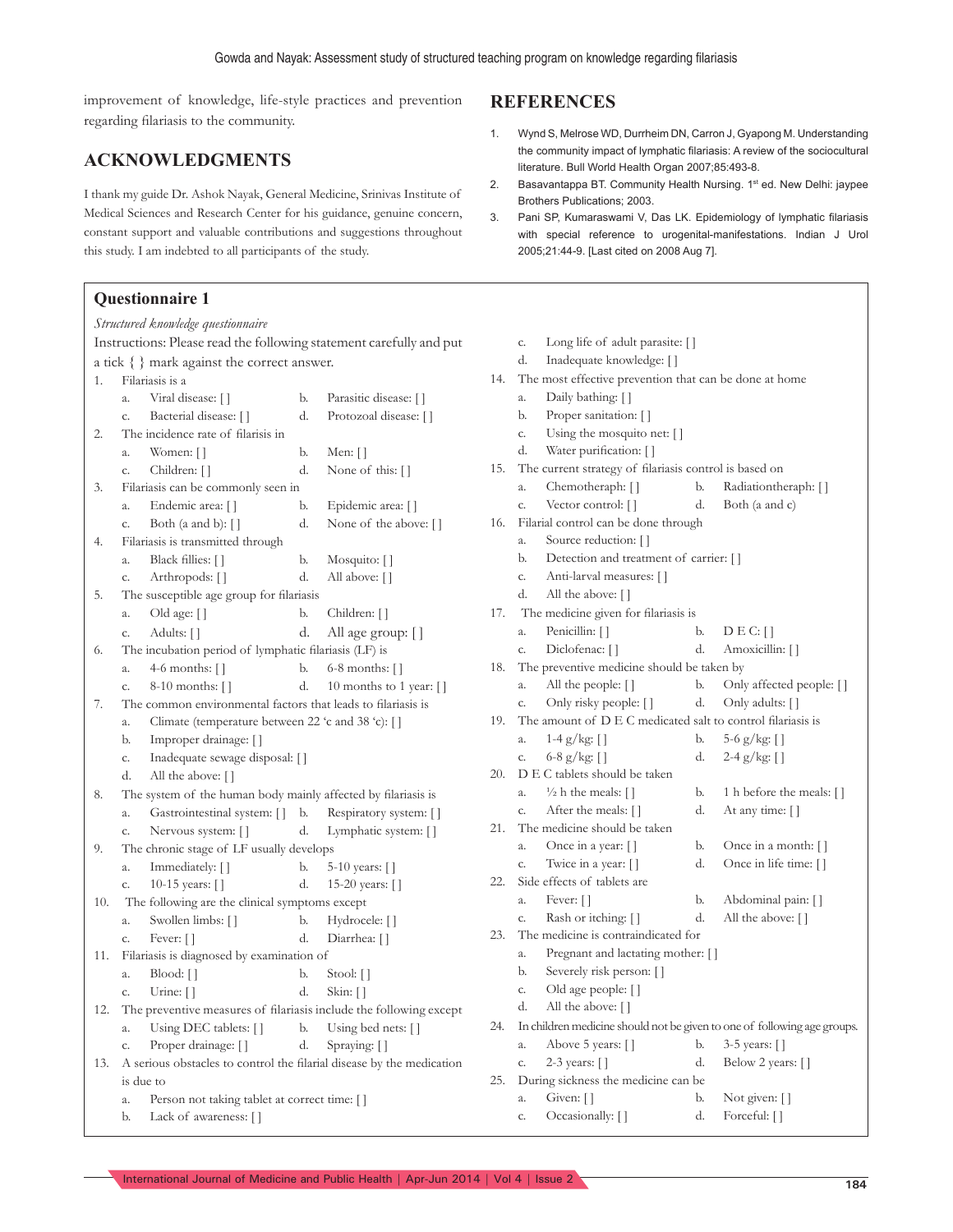improvement of knowledge, life-style practices and prevention regarding filariasis to the community.

## ACKNOWLEDGMENTS

I thank my guide Dr. Ashok Nayak, General Medicine, Srinivas Institute of Medical Sciences and Research Center for his guidance, genuine concern, constant support and valuable contributions and suggestions throughout this study. I am indebted to all participants of the study.

## REFERENCES

1. Wynd S, Melrose WD, Durrheim DN, Carron J, Gyapong M. Understanding the community impact of lymphatic filariasis: A review of the sociocultural literature. Bull World Health Organ 2007;85:493-8.
2. Basavantappa BT. Community Health Nursing. 1st ed. New Delhi: jaypee Brothers Publications; 2003.
3. Pani SP, Kumaraswami V, Das LK. Epidemiology of lymphatic filariasis with special reference to urogenital-manifestations. Indian J Urol 2005;21:44-9. [Last cited on 2008 Aug 7].

## Questionnaire 1

*Structured knowledge questionnaire*

Instructions: Please read the following statement carefully and put a tick { } mark against the correct answer.

1. Filariasis is a
   a. Viral disease: [ ] b. Parasitic disease: [ ]
   c. Bacterial disease: [ ] d. Protozoal disease: [ ]
2. The incidence rate of filarisis in
   a. Women: [ ] b. Men: [ ]
   c. Children: [ ] d. None of this: [ ]
3. Filariasis can be commonly seen in
   a. Endemic area: [ ] b. Epidemic area: [ ]
   c. Both (a and b): [ ] d. None of the above: [ ]
4. Filariasis is transmitted through
   a. Black fillies: [ ] b. Mosquito: [ ]
   c. Arthropods: [ ] d. All above: [ ]
5. The susceptible age group for filariasis
   a. Old age: [ ] b. Children: [ ]
   c. Adults: [ ] d. All age group: [ ]
6. The incubation period of lymphatic filariasis (LF) is
   a. 4-6 months: [ ] b. 6-8 months: [ ]
   c. 8-10 months: [ ] d. 10 months to 1 year: [ ]
7. The common environmental factors that leads to filariasis is
   a. Climate (temperature between 22 'c and 38 'c): [ ]
   b. Improper drainage: [ ]
   c. Inadequate sewage disposal: [ ]
   d. All the above: [ ]
8. The system of the human body mainly affected by filariasis is
   a. Gastrointestinal system: [ ] b. Respiratory system: [ ]
   c. Nervous system: [ ] d. Lymphatic system: [ ]
9. The chronic stage of LF usually develops
   a. Immediately: [ ] b. 5-10 years: [ ]
   c. 10-15 years: [ ] d. 15-20 years: [ ]
10. The following are the clinical symptoms except
    a. Swollen limbs: [ ] b. Hydrocele: [ ]
    c. Fever: [ ] d. Diarrhea: [ ]
11. Filariasis is diagnosed by examination of
    a. Blood: [ ] b. Stool: [ ]
    c. Urine: [ ] d. Skin: [ ]
12. The preventive measures of filariasis include the following except
    a. Using DEC tablets: [ ] b. Using bed nets: [ ]
    c. Proper drainage: [ ] d. Spraying: [ ]
13. A serious obstacles to control the filarial disease by the medication is due to
    a. Person not taking tablet at correct time: [ ]
    b. Lack of awareness: [ ]
    c. Long life of adult parasite: [ ]
    d. Inadequate knowledge: [ ]
14. The most effective prevention that can be done at home
    a. Daily bathing: [ ]
    b. Proper sanitation: [ ]
    c. Using the mosquito net: [ ]
    d. Water purification: [ ]
15. The current strategy of filariasis control is based on
    a. Chemotheraph: [ ] b. Radiationtheraph: [ ]
    c. Vector control: [ ] d. Both (a and c)
16. Filarial control can be done through
    a. Source reduction: [ ]
    b. Detection and treatment of carrier: [ ]
    c. Anti-larval measures: [ ]
    d. All the above: [ ]
17. The medicine given for filariasis is
    a. Penicillin: [ ] b. D E C: [ ]
    c. Diclofenac: [ ] d. Amoxicillin: [ ]
18. The preventive medicine should be taken by
    a. All the people: [ ] b. Only affected people: [ ]
    c. Only risky people: [ ] d. Only adults: [ ]
19. The amount of D E C medicated salt to control filariasis is
    a. 1-4 g/kg: [ ] b. 5-6 g/kg: [ ]
    c. 6-8 g/kg: [ ] d. 2-4 g/kg: [ ]
20. D E C tablets should be taken
    a. ½ h the meals: [ ] b. 1 h before the meals: [ ]
    c. After the meals: [ ] d. At any time: [ ]
21. The medicine should be taken
    a. Once in a year: [ ] b. Once in a month: [ ]
    c. Twice in a year: [ ] d. Once in life time: [ ]
22. Side effects of tablets are
    a. Fever: [ ] b. Abdominal pain: [ ]
    c. Rash or itching: [ ] d. All the above: [ ]
23. The medicine is contraindicated for
    a. Pregnant and lactating mother: [ ]
    b. Severely risk person: [ ]
    c. Old age people: [ ]
    d. All the above: [ ]
24. In children medicine should not be given to one of following age groups.
    a. Above 5 years: [ ] b. 3-5 years: [ ]
    c. 2-3 years: [ ] d. Below 2 years: [ ]
25. During sickness the medicine can be
    a. Given: [ ] b. Not given: [ ]
    c. Occasionally: [ ] d. Forceful: [ ]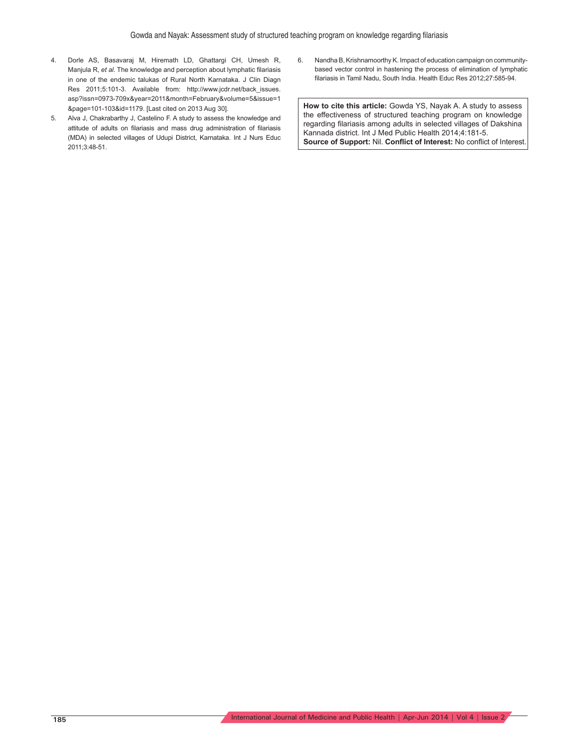4. Dorle AS, Basavaraj M, Hiremath LD, Ghattargi CH, Umesh R, Manjula R, *et al.* The knowledge and perception about lymphatic filariasis in one of the endemic talukas of Rural North Karnataka. J Clin Diagn Res 2011;5:101-3. Available from: http://www.jcdr.net/back_issues.asp?issn=0973-709x&year=2011&month=February&volume=5&issue=1&page=101-103&id=1179. [Last cited on 2013 Aug 30].
5. Alva J, Chakrabarthy J, Castelino F. A study to assess the knowledge and attitude of adults on filariasis and mass drug administration of filariasis (MDA) in selected villages of Udupi District, Karnataka. Int J Nurs Educ 2011;3:48-51.
6. Nandha B, Krishnamoorthy K. Impact of education campaign on community-based vector control in hastening the process of elimination of lymphatic filariasis in Tamil Nadu, South India. Health Educ Res 2012;27:585-94.

**How to cite this article:** Gowda YS, Nayak A. A study to assess the effectiveness of structured teaching program on knowledge regarding filariasis among adults in selected villages of Dakshina Kannada district. Int J Med Public Health 2014;4:181-5.
**Source of Support:** Nil. **Conflict of Interest:** No conflict of Interest.